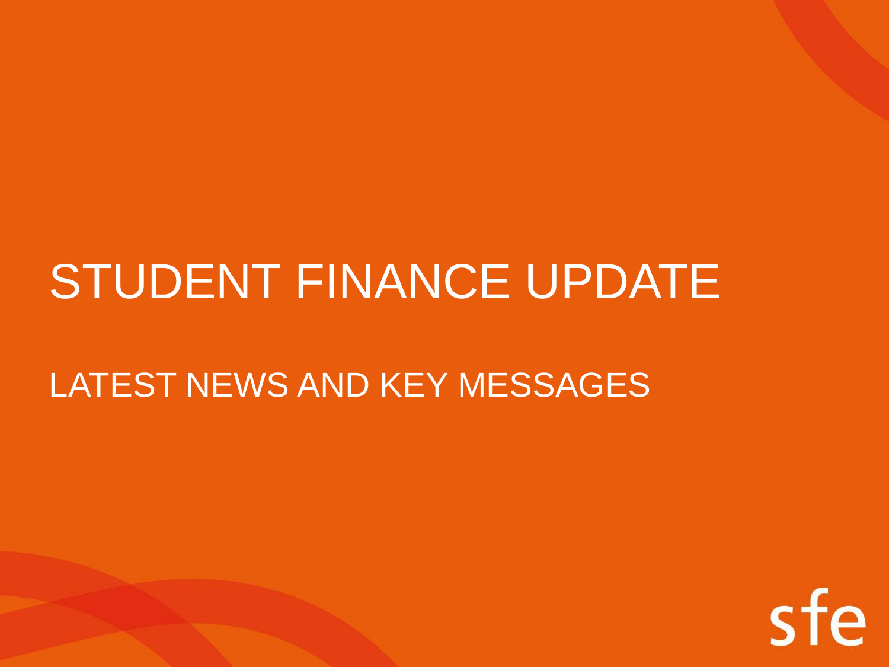# STUDENT FINANCE UPDATE

## LATEST NEWS AND KEY MESSAGES

sfe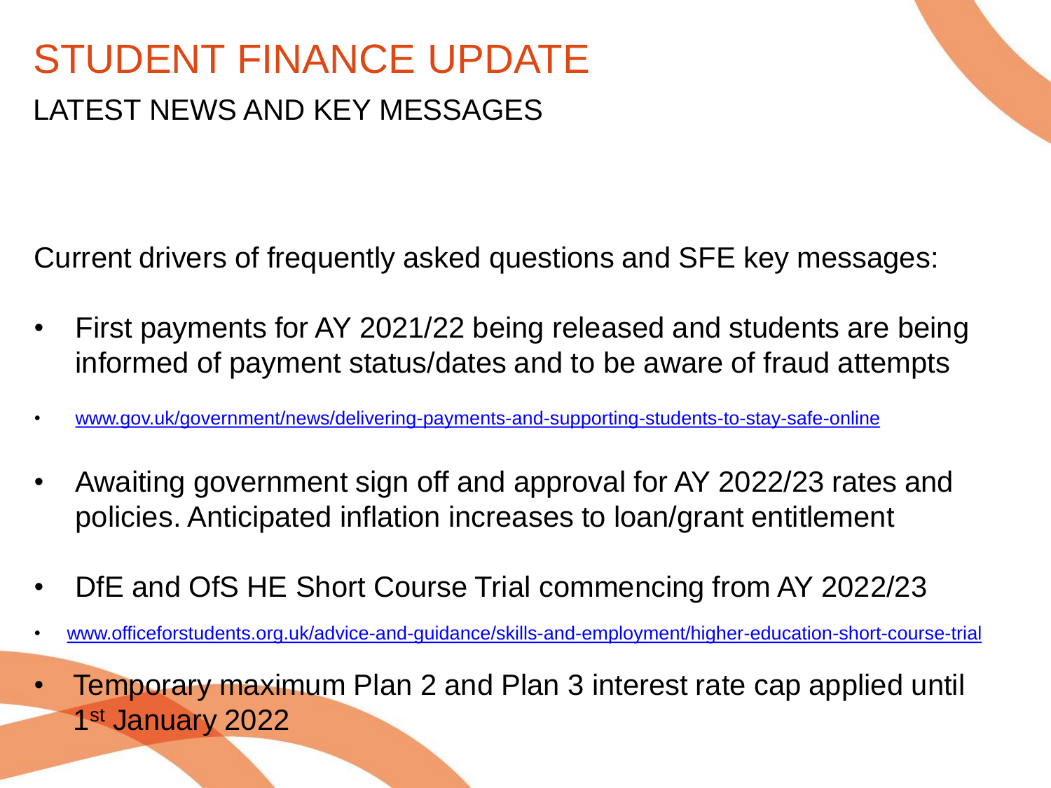# STUDENT FINANCE UPDATE

## LATEST NEWS AND KEY MESSAGES

Current drivers of frequently asked questions and SFE key messages:

- First payments for AY 2021/22 being released and students are being informed of payment status/dates and to be aware of fraud attempts
- www.gov.uk/government/news/delivering-payments-and-supporting-students-to-stay-safe-online
- Awaiting government sign off and approval for AY 2022/23 rates and policies. Anticipated inflation increases to loan/grant entitlement
- DfE and OfS HE Short Course Trial commencing from AY 2022/23
- www.officeforstudents.org.uk/advice-and-guidance/skills-and-employment/higher-education-short-course-trial
- Temporary maximum Plan 2 and Plan 3 interest rate cap applied until 1st January 2022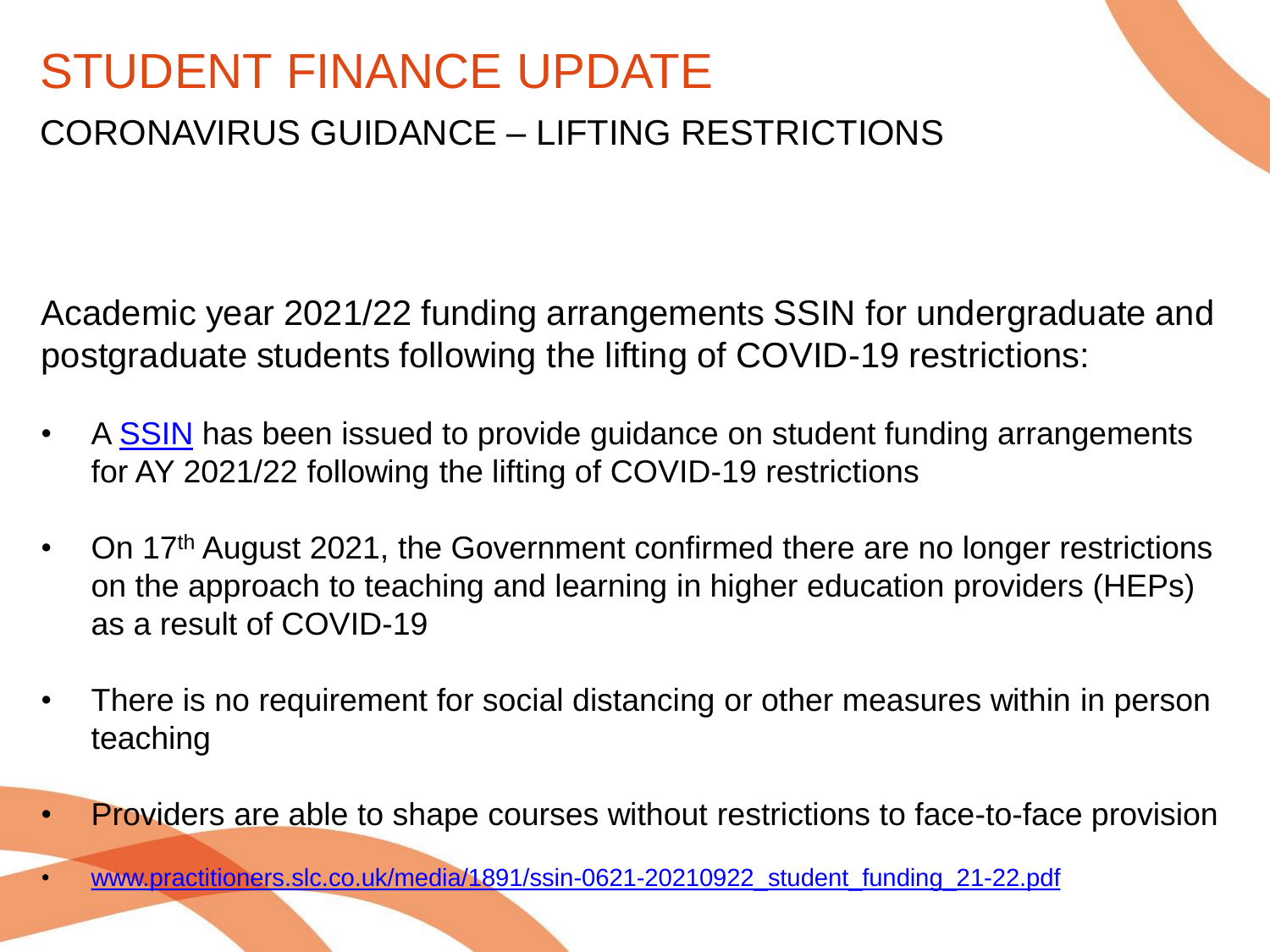# STUDENT FINANCE UPDATE

## CORONAVIRUS GUIDANCE – LIFTING RESTRICTIONS

Academic year 2021/22 funding arrangements SSIN for undergraduate and postgraduate students following the lifting of COVID-19 restrictions:

- A SSIN has been issued to provide guidance on student funding arrangements for AY 2021/22 following the lifting of COVID-19 restrictions
- On 17th August 2021, the Government confirmed there are no longer restrictions on the approach to teaching and learning in higher education providers (HEPs) as a result of COVID-19
- There is no requirement for social distancing or other measures within in person teaching
- Providers are able to shape courses without restrictions to face-to-face provision
- www.practitioners.slc.co.uk/media/1891/ssin-0621-20210922_student_funding_21-22.pdf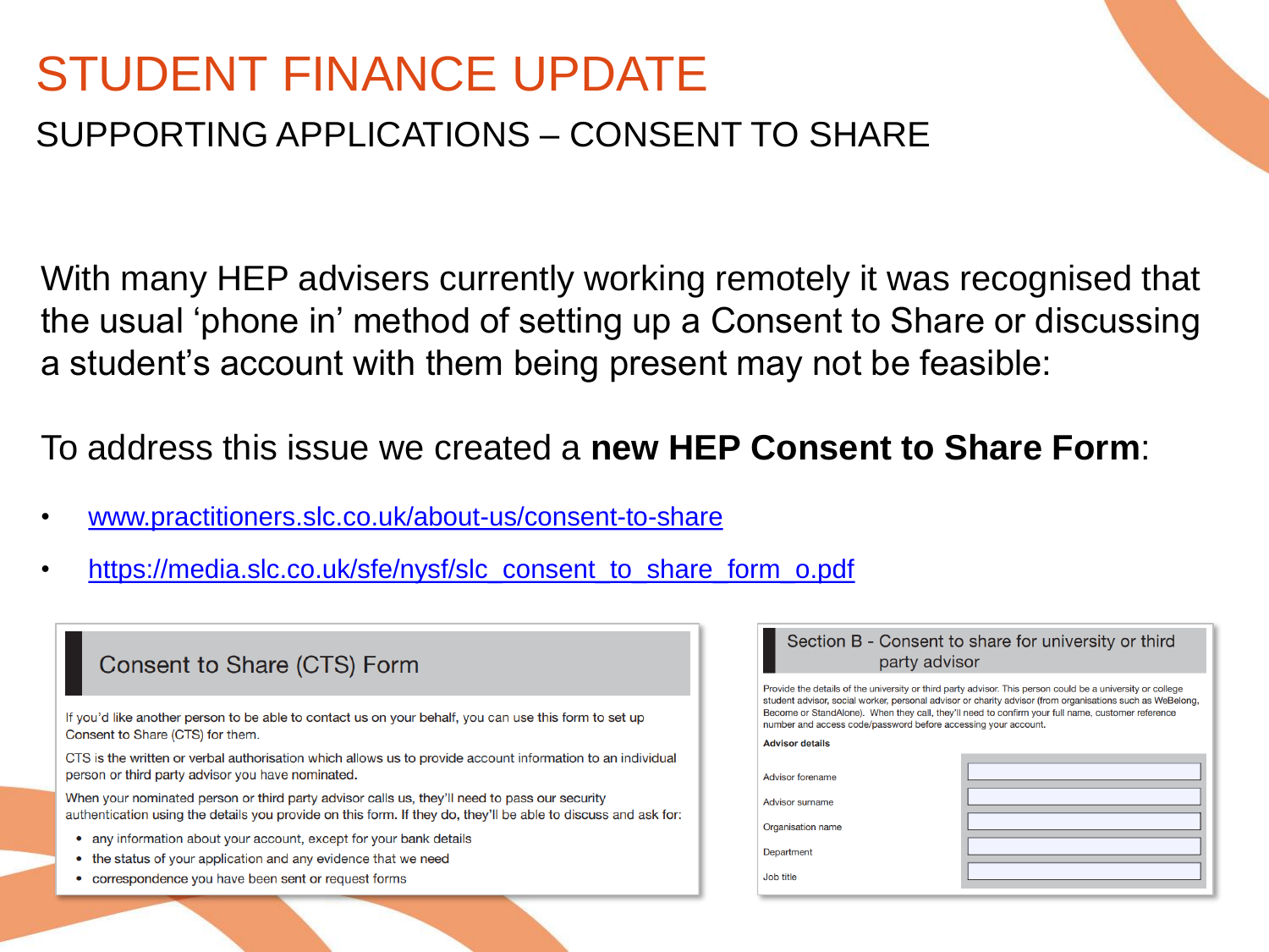# STUDENT FINANCE UPDATE

## SUPPORTING APPLICATIONS – CONSENT TO SHARE

With many HEP advisers currently working remotely it was recognised that the usual 'phone in' method of setting up a Consent to Share or discussing a student's account with them being present may not be feasible:

To address this issue we created a **new HEP Consent to Share Form**:

- www.practitioners.slc.co.uk/about-us/consent-to-share
- https://media.slc.co.uk/sfe/nysf/slc_consent_to_share_form_o.pdf

### Consent to Share (CTS) Form

If you'd like another person to be able to contact us on your behalf, you can use this form to set up Consent to Share (CTS) for them.

CTS is the written or verbal authorisation which allows us to provide account information to an individual person or third party advisor you have nominated.

When your nominated person or third party advisor calls us, they'll need to pass our security authentication using the details you provide on this form. If they do, they'll be able to discuss and ask for:

- any information about your account, except for your bank details
- the status of your application and any evidence that we need
- correspondence you have been sent or request forms

### Section B - Consent to share for university or third party advisor

Provide the details of the university or third party advisor. This person could be a university or college student advisor, social worker, personal advisor or charity advisor (from organisations such as WeBelong, Become or StandAlone). When they call, they'll need to confirm your full name, customer reference number and access code/password before accessing your account.

**Advisor details**

| | |
|---|---|
| Advisor forename | |
| Advisor surname | |
| Organisation name | |
| Department | |
| Job title | |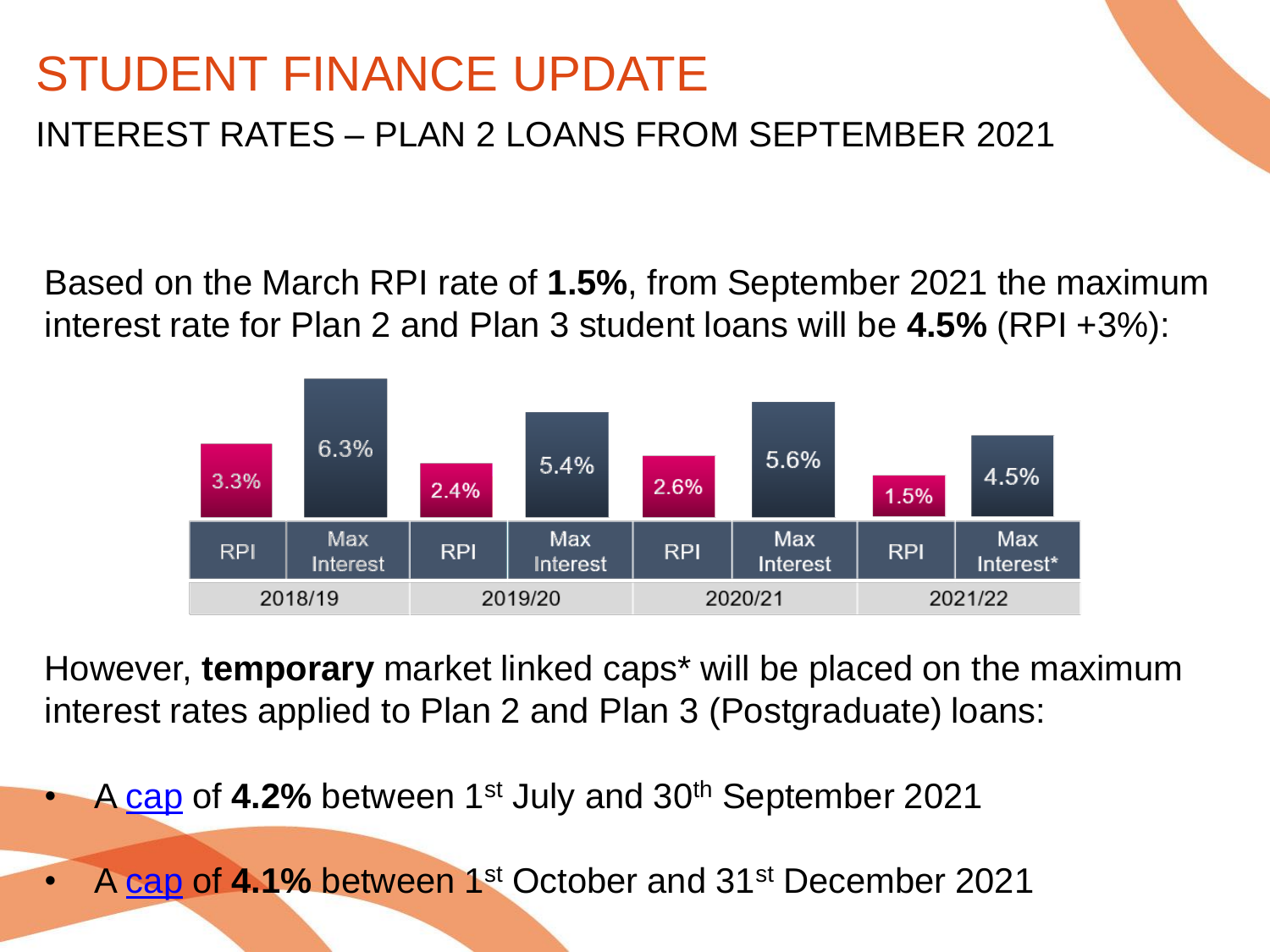# STUDENT FINANCE UPDATE

## INTEREST RATES – PLAN 2 LOANS FROM SEPTEMBER 2021

Based on the March RPI rate of **1.5%**, from September 2021 the maximum interest rate for Plan 2 and Plan 3 student loans will be **4.5%** (RPI +3%):

| | 2018/19 | | 2019/20 | | 2020/21 | | 2021/22 | |
|---|---|---|---|---|---|---|---|---|
| | RPI | Max Interest | RPI | Max Interest | RPI | Max Interest | RPI | Max Interest* |
| Rate | 3.3% | 6.3% | 2.4% | 5.4% | 2.6% | 5.6% | 1.5% | 4.5% |

However, **temporary** market linked caps* will be placed on the maximum interest rates applied to Plan 2 and Plan 3 (Postgraduate) loans:

- A cap of **4.2%** between 1st July and 30th September 2021
- A cap of **4.1%** between 1st October and 31st December 2021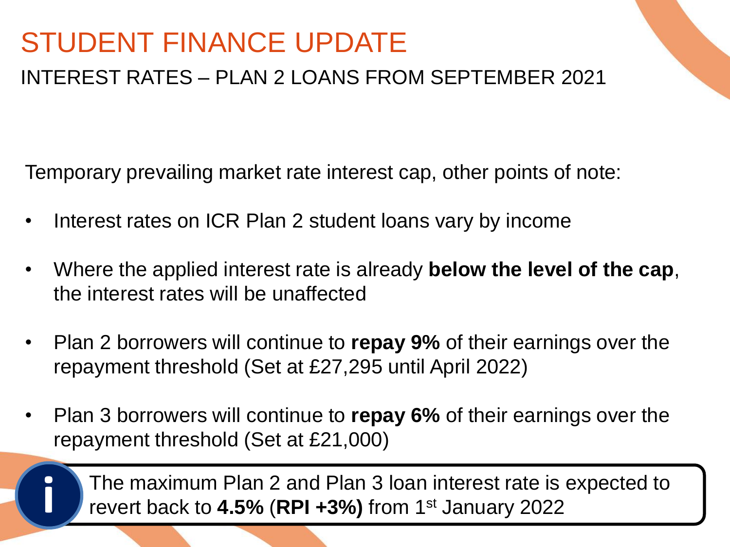# STUDENT FINANCE UPDATE

## INTEREST RATES – PLAN 2 LOANS FROM SEPTEMBER 2021

Temporary prevailing market rate interest cap, other points of note:

- Interest rates on ICR Plan 2 student loans vary by income
- Where the applied interest rate is already **below the level of the cap**, the interest rates will be unaffected
- Plan 2 borrowers will continue to **repay 9%** of their earnings over the repayment threshold (Set at £27,295 until April 2022)
- Plan 3 borrowers will continue to **repay 6%** of their earnings over the repayment threshold (Set at £21,000)

The maximum Plan 2 and Plan 3 loan interest rate is expected to revert back to **4.5%** (**RPI +3%)** from 1st January 2022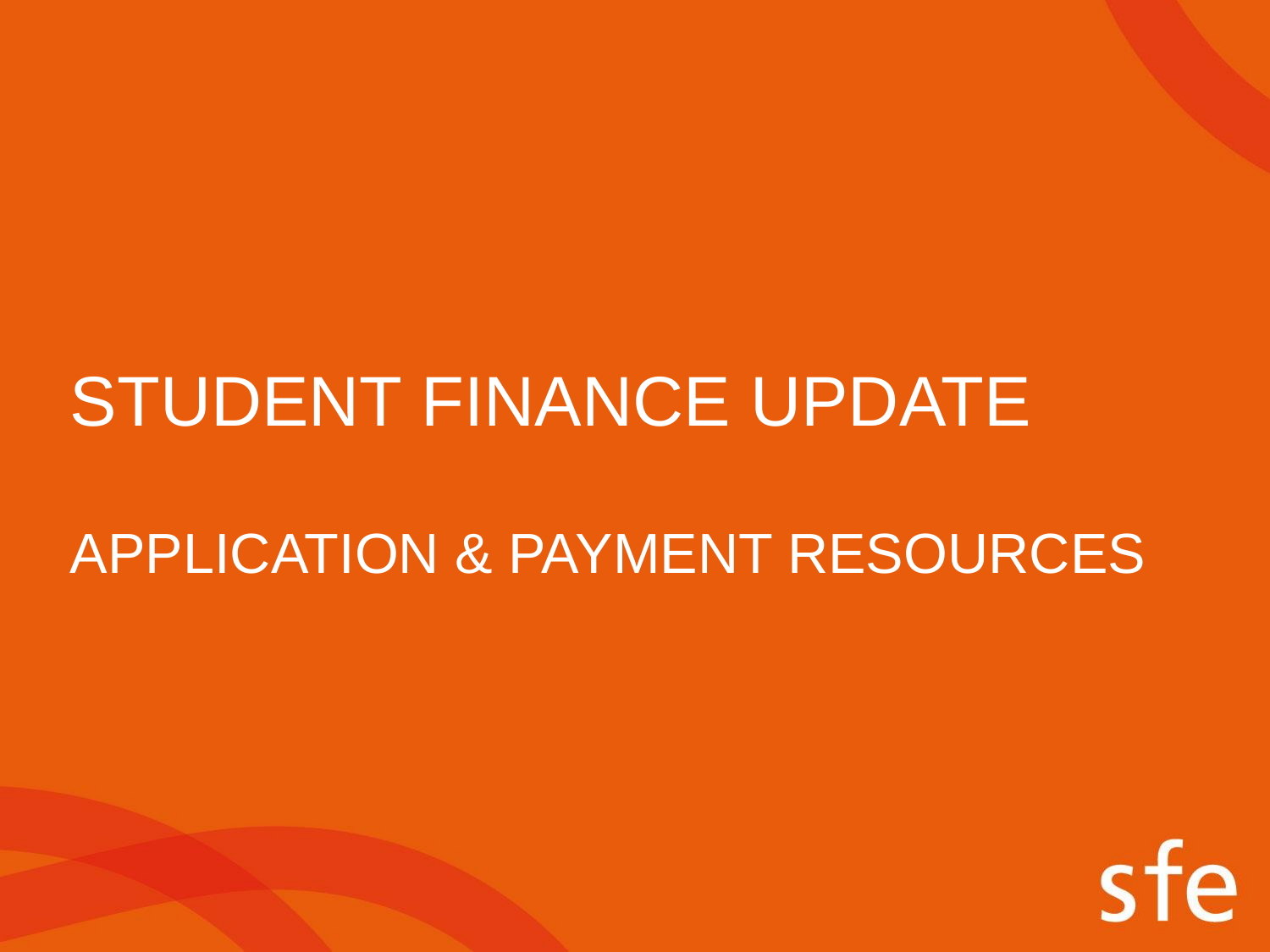# STUDENT FINANCE UPDATE

## APPLICATION & PAYMENT RESOURCES

sfe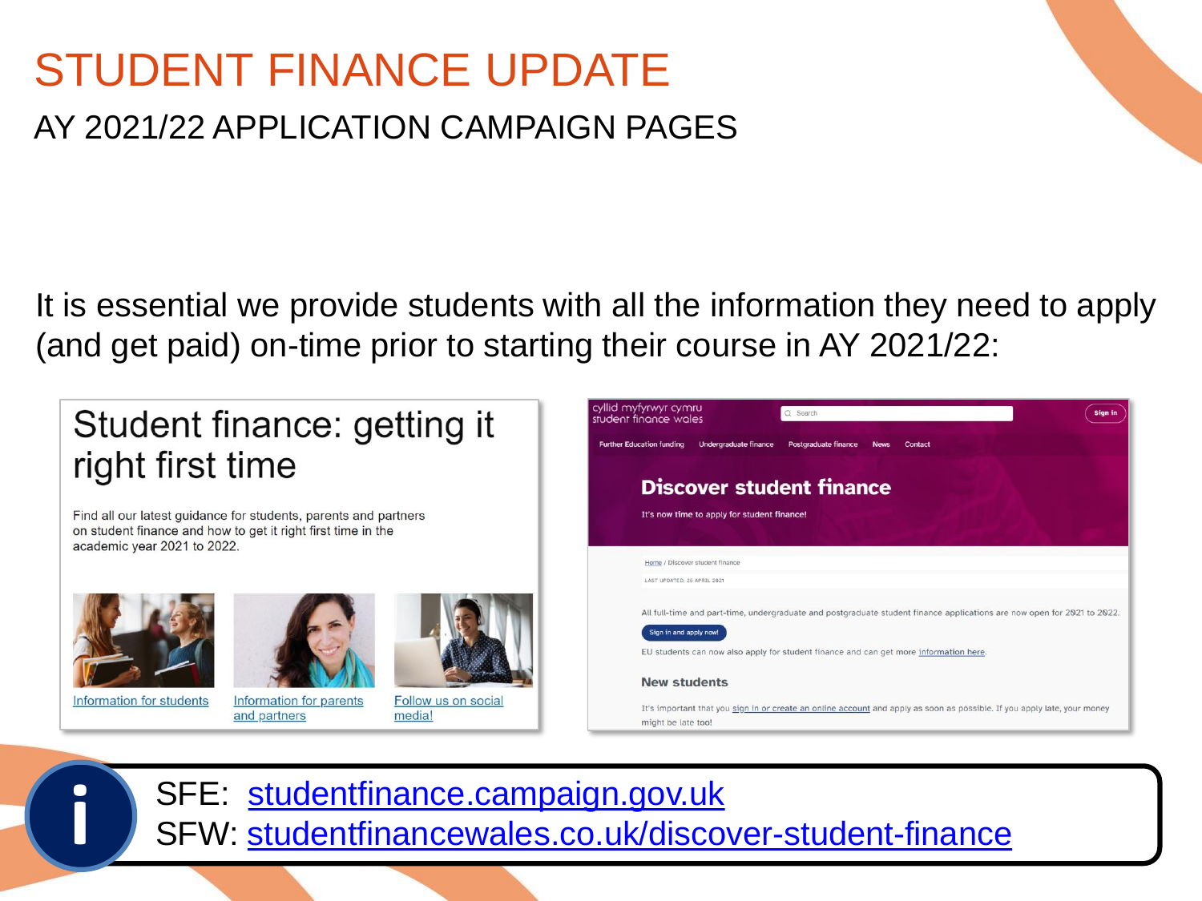# STUDENT FINANCE UPDATE

## AY 2021/22 APPLICATION CAMPAIGN PAGES

It is essential we provide students with all the information they need to apply (and get paid) on-time prior to starting their course in AY 2021/22:

Student finance: getting it right first time

Find all our latest guidance for students, parents and partners on student finance and how to get it right first time in the academic year 2021 to 2022.

Information for students

Information for parents and partners

Follow us on social media!

cyllid myfyrwyr cymru
student finance wales

Search

Sign in

Further Education funding | Undergraduate finance | Postgraduate finance | News | Contact

Discover student finance

It's now time to apply for student finance!

Home / Discover student finance

LAST UPDATED: 20 APRIL 2021

All full-time and part-time, undergraduate and postgraduate student finance applications are now open for 2021 to 2022.

Sign in and apply now!

EU students can now also apply for student finance and can get more information here.

New students

It's important that you sign in or create an online account and apply as soon as possible. If you apply late, your money might be late too!

SFE: studentfinance.campaign.gov.uk
SFW: studentfinancewales.co.uk/discover-student-finance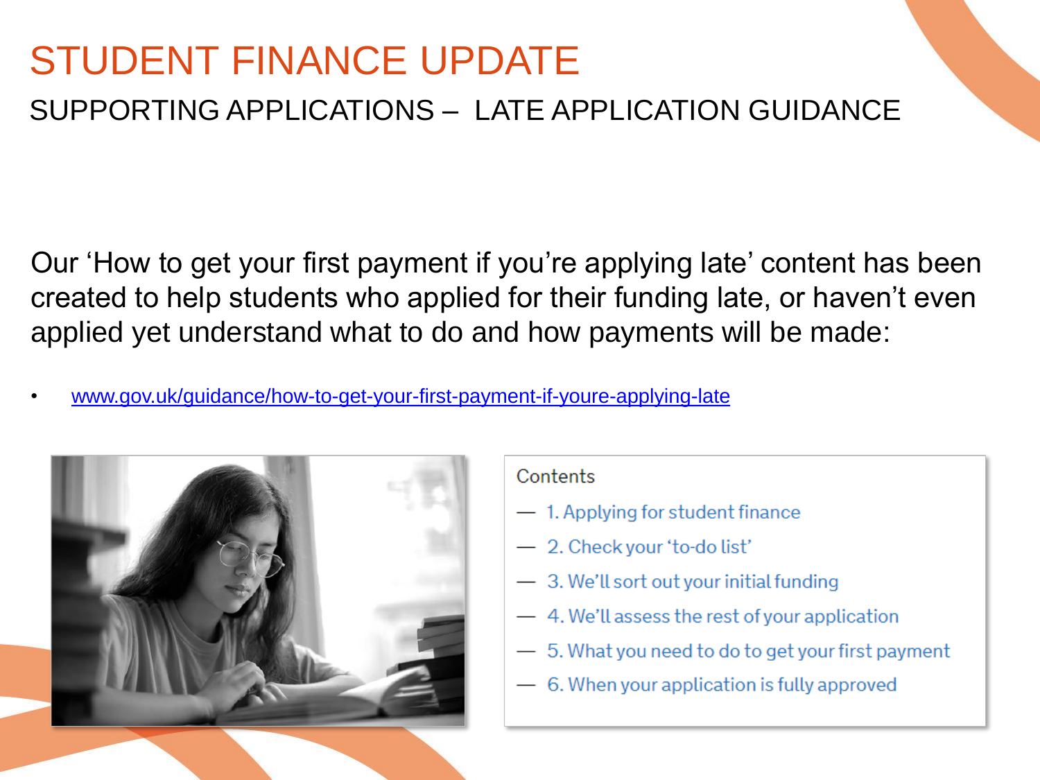# STUDENT FINANCE UPDATE

## SUPPORTING APPLICATIONS – LATE APPLICATION GUIDANCE

Our 'How to get your first payment if you're applying late' content has been created to help students who applied for their funding late, or haven't even applied yet understand what to do and how payments will be made:

- [www.gov.uk/guidance/how-to-get-your-first-payment-if-youre-applying-late](https://www.gov.uk/guidance/how-to-get-your-first-payment-if-youre-applying-late)

Contents

— 1. Applying for student finance

— 2. Check your 'to-do list'

— 3. We'll sort out your initial funding

— 4. We'll assess the rest of your application

— 5. What you need to do to get your first payment

— 6. When your application is fully approved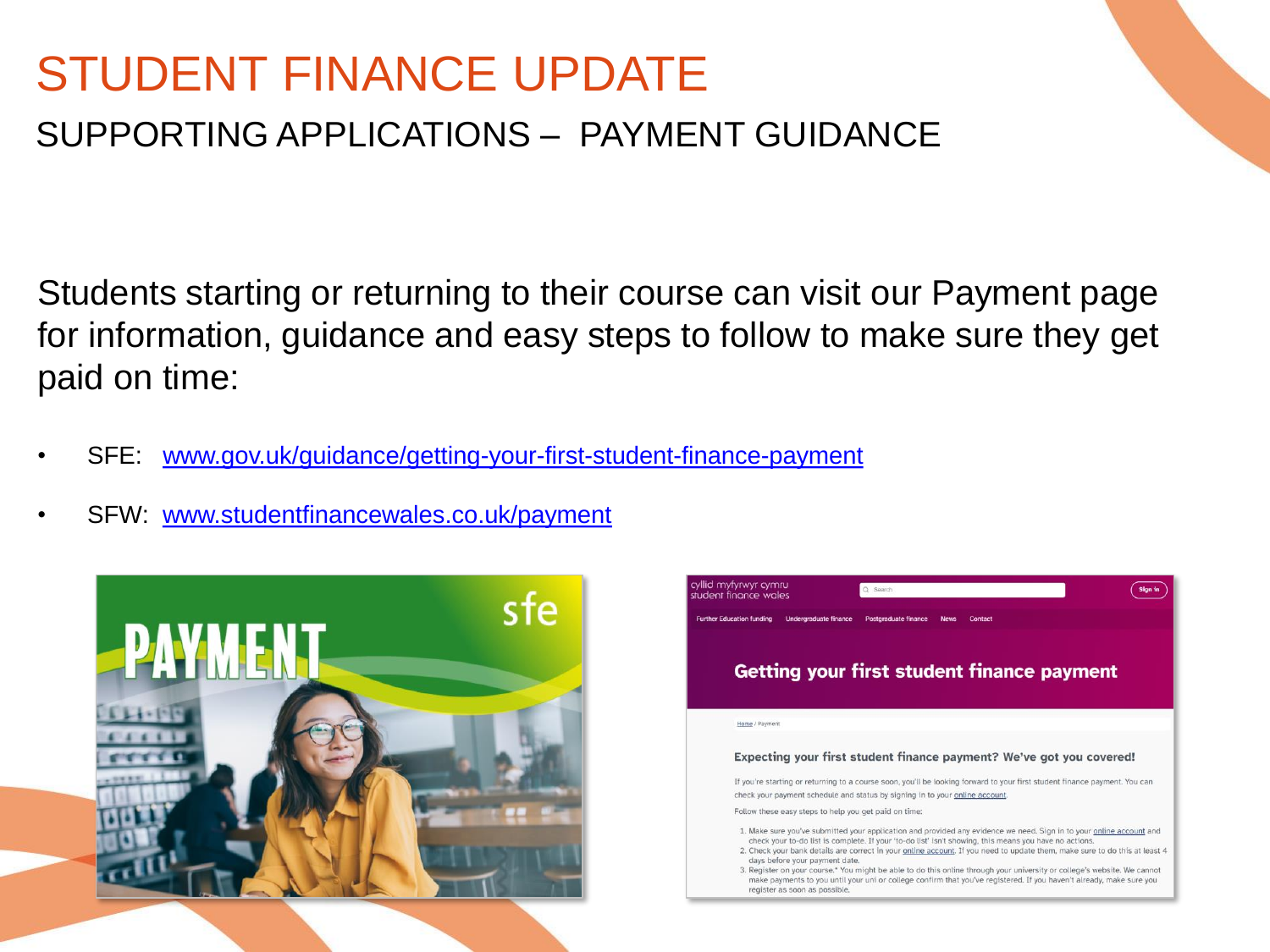# STUDENT FINANCE UPDATE

## SUPPORTING APPLICATIONS – PAYMENT GUIDANCE

Students starting or returning to their course can visit our Payment page for information, guidance and easy steps to follow to make sure they get paid on time:

- SFE: [www.gov.uk/guidance/getting-your-first-student-finance-payment](https://www.gov.uk/guidance/getting-your-first-student-finance-payment)
- SFW: [www.studentfinancewales.co.uk/payment](https://www.studentfinancewales.co.uk/payment)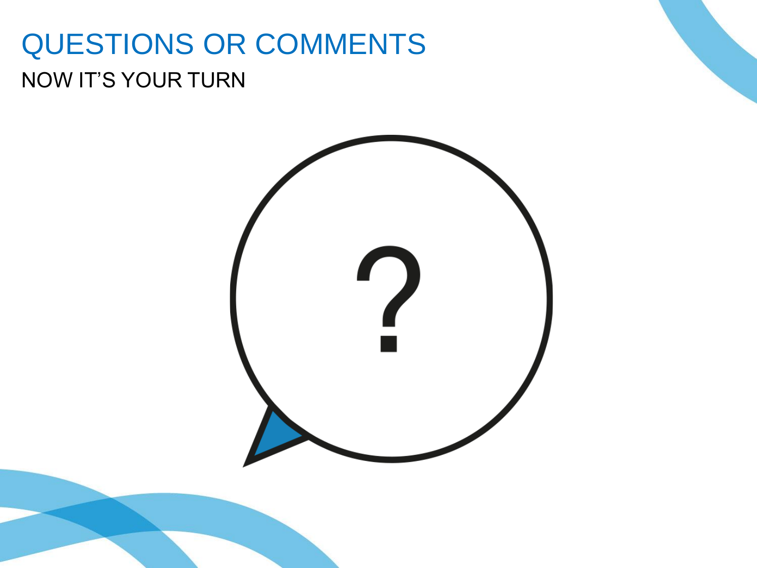# QUESTIONS OR COMMENTS

NOW IT'S YOUR TURN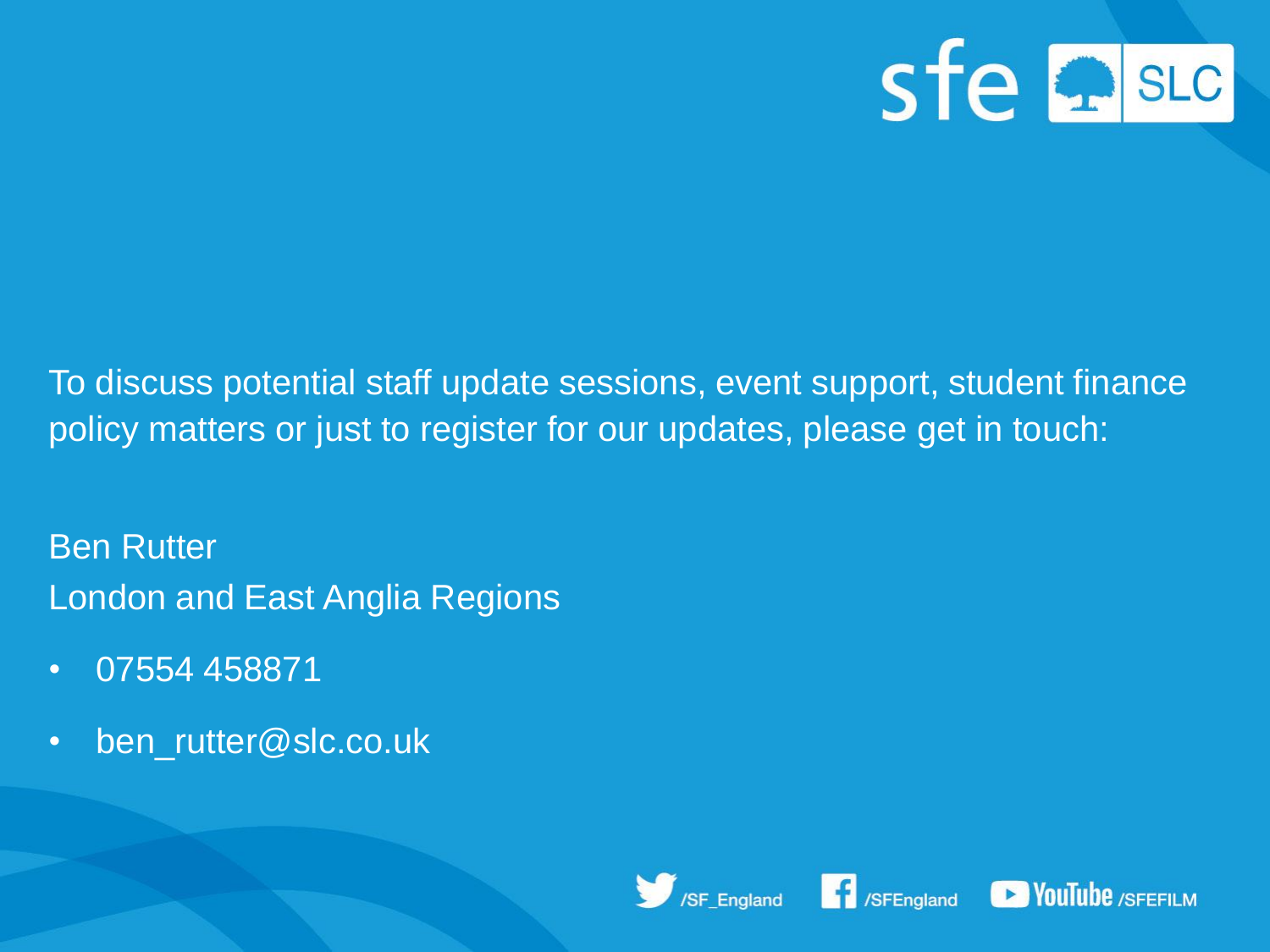sfe SLC

To discuss potential staff update sessions, event support, student finance policy matters or just to register for our updates, please get in touch:

Ben Rutter
London and East Anglia Regions

- 07554 458871
- ben_rutter@slc.co.uk

/SF_England /SFEngland YouTube /SFEFILM